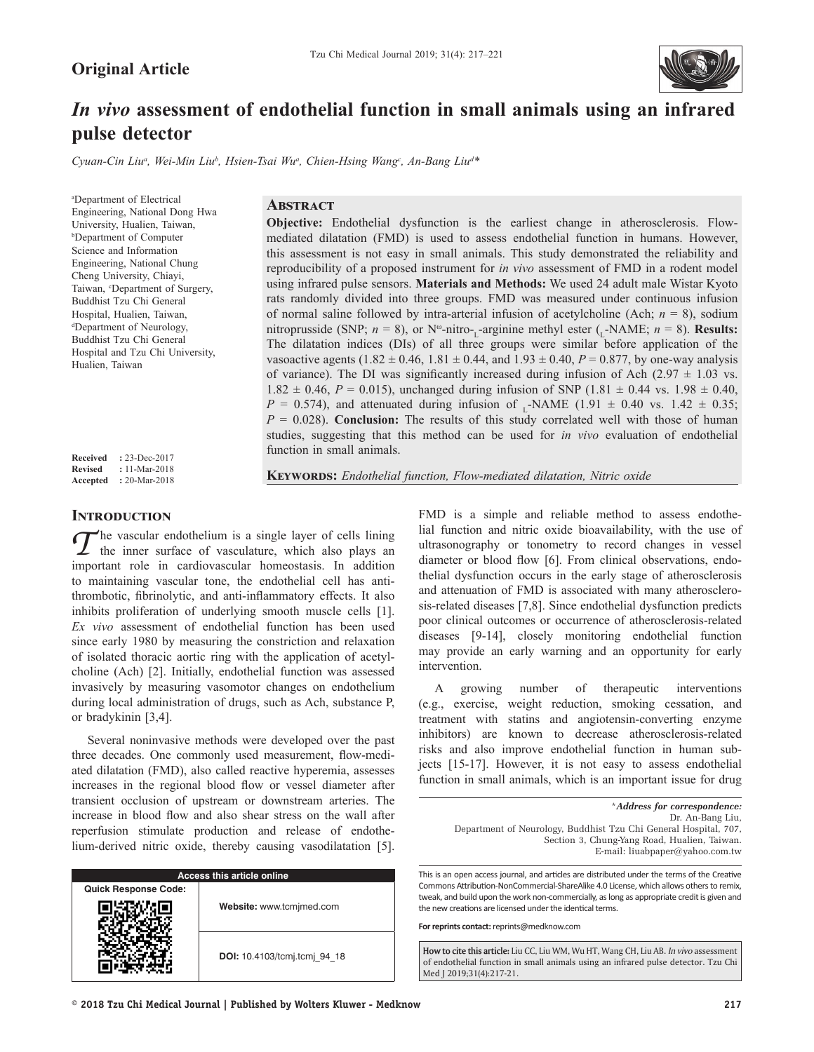**Original Article**

# *In vivo* assessment of endothelial function in small animals using an infrared pulse detector

*Cyuan-Cin Liu[a], Wei-Min Liu[b], Hsien-Tsai Wu[a], Chien-Hsing Wang[c], An-Bang Liu[d]\**

[a]Department of Electrical Engineering, National Dong Hwa University, Hualien, Taiwan, [b]Department of Computer Science and Information Engineering, National Chung Cheng University, Chiayi, Taiwan, [c]Department of Surgery, Buddhist Tzu Chi General Hospital, Hualien, Taiwan, [d]Department of Neurology, Buddhist Tzu Chi General Hospital and Tzu Chi University, Hualien, Taiwan

**Received** : 23-Dec-2017
**Revised** : 11-Mar-2018
**Accepted** : 20-Mar-2018

## Abstract

**Objective:** Endothelial dysfunction is the earliest change in atherosclerosis. Flow-mediated dilatation (FMD) is used to assess endothelial function in humans. However, this assessment is not easy in small animals. This study demonstrated the reliability and reproducibility of a proposed instrument for *in vivo* assessment of FMD in a rodent model using infrared pulse sensors. **Materials and Methods:** We used 24 adult male Wistar Kyoto rats randomly divided into three groups. FMD was measured under continuous infusion of normal saline followed by intra-arterial infusion of acetylcholine (Ach; $n = 8$), sodium nitroprusside (SNP; $n = 8$), or $N^{\omega}$-nitro-$_{L}$-arginine methyl ester ($_{L}$-NAME; $n = 8$). **Results:** The dilatation indices (DIs) of all three groups were similar before application of the vasoactive agents (1.82 ± 0.46, 1.81 ± 0.44, and 1.93 ± 0.40, $P = 0.877$, by one-way analysis of variance). The DI was significantly increased during infusion of Ach (2.97 ± 1.03 vs. 1.82 ± 0.46, $P = 0.015$), unchanged during infusion of SNP (1.81 ± 0.44 vs. 1.98 ± 0.40, $P = 0.574$), and attenuated during infusion of $_{L}$-NAME (1.91 ± 0.40 vs. 1.42 ± 0.35; $P = 0.028$). **Conclusion:** The results of this study correlated well with those of human studies, suggesting that this method can be used for *in vivo* evaluation of endothelial function in small animals.

**Keywords:** *Endothelial function, Flow-mediated dilatation, Nitric oxide*

## Introduction

The vascular endothelium is a single layer of cells lining the inner surface of vasculature, which also plays an important role in cardiovascular homeostasis. In addition to maintaining vascular tone, the endothelial cell has anti-thrombotic, fibrinolytic, and anti-inflammatory effects. It also inhibits proliferation of underlying smooth muscle cells [1]. *Ex vivo* assessment of endothelial function has been used since early 1980 by measuring the constriction and relaxation of isolated thoracic aortic ring with the application of acetylcholine (Ach) [2]. Initially, endothelial function was assessed invasively by measuring vasomotor changes on endothelium during local administration of drugs, such as Ach, substance P, or bradykinin [3,4].

Several noninvasive methods were developed over the past three decades. One commonly used measurement, flow-mediated dilatation (FMD), also called reactive hyperemia, assesses increases in the regional blood flow or vessel diameter after transient occlusion of upstream or downstream arteries. The increase in blood flow and also shear stress on the wall after reperfusion stimulate production and release of endothelium-derived nitric oxide, thereby causing vasodilatation [5]. FMD is a simple and reliable method to assess endothelial function and nitric oxide bioavailability, with the use of ultrasonography or tonometry to record changes in vessel diameter or blood flow [6]. From clinical observations, endothelial dysfunction occurs in the early stage of atherosclerosis and attenuation of FMD is associated with many atherosclerosis-related diseases [7,8]. Since endothelial dysfunction predicts poor clinical outcomes or occurrence of atherosclerosis-related diseases [9-14], closely monitoring endothelial function may provide an early warning and an opportunity for early intervention.

A growing number of therapeutic interventions (e.g., exercise, weight reduction, smoking cessation, and treatment with statins and angiotensin-converting enzyme inhibitors) are known to decrease atherosclerosis-related risks and also improve endothelial function in human subjects [15-17]. However, it is not easy to assess endothelial function in small animals, which is an important issue for drug

\**Address for correspondence:*
Dr. An-Bang Liu,
Department of Neurology, Buddhist Tzu Chi General Hospital, 707, Section 3, Chung-Yang Road, Hualien, Taiwan.
E-mail: liuabpaper@yahoo.com.tw

| Access this article online | |
|---|---|
| Quick Response Code: | **Website:** www.tcmjmed.com |
| | **DOI:** 10.4103/tcmj.tcmj_94_18 |

This is an open access journal, and articles are distributed under the terms of the Creative Commons Attribution-NonCommercial-ShareAlike 4.0 License, which allows others to remix, tweak, and build upon the work non-commercially, as long as appropriate credit is given and the new creations are licensed under the identical terms.

**For reprints contact:** reprints@medknow.com

**How to cite this article:** Liu CC, Liu WM, Wu HT, Wang CH, Liu AB. *In vivo* assessment of endothelial function in small animals using an infrared pulse detector. Tzu Chi Med J 2019;31(4):217-21.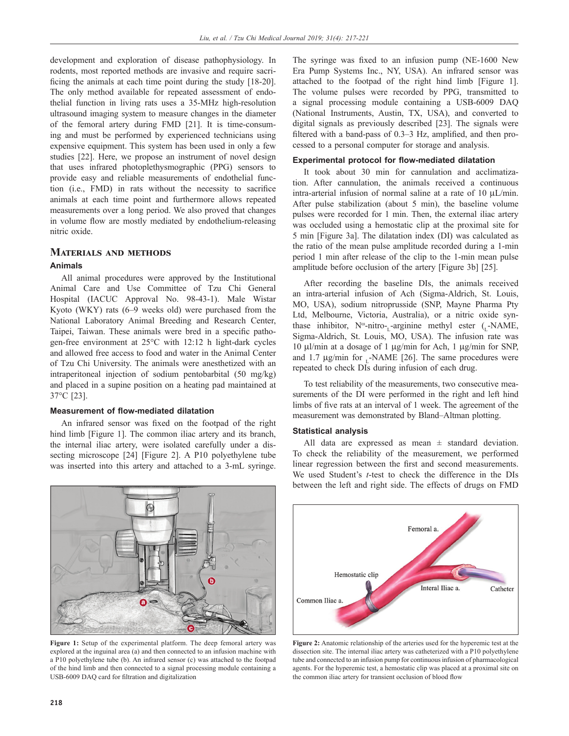development and exploration of disease pathophysiology. In rodents, most reported methods are invasive and require sacrificing the animals at each time point during the study [18-20]. The only method available for repeated assessment of endothelial function in living rats uses a 35-MHz high-resolution ultrasound imaging system to measure changes in the diameter of the femoral artery during FMD [21]. It is time-consuming and must be performed by experienced technicians using expensive equipment. This system has been used in only a few studies [22]. Here, we propose an instrument of novel design that uses infrared photoplethysmographic (PPG) sensors to provide easy and reliable measurements of endothelial function (i.e., FMD) in rats without the necessity to sacrifice animals at each time point and furthermore allows repeated measurements over a long period. We also proved that changes in volume flow are mostly mediated by endothelium-releasing nitric oxide.

## Materials and methods

### Animals

All animal procedures were approved by the Institutional Animal Care and Use Committee of Tzu Chi General Hospital (IACUC Approval No. 98-43-1). Male Wistar Kyoto (WKY) rats (6–9 weeks old) were purchased from the National Laboratory Animal Breeding and Research Center, Taipei, Taiwan. These animals were bred in a specific pathogen-free environment at 25°C with 12:12 h light-dark cycles and allowed free access to food and water in the Animal Center of Tzu Chi University. The animals were anesthetized with an intraperitoneal injection of sodium pentobarbital (50 mg/kg) and placed in a supine position on a heating pad maintained at 37°C [23].

### Measurement of flow-mediated dilatation

An infrared sensor was fixed on the footpad of the right hind limb [Figure 1]. The common iliac artery and its branch, the internal iliac artery, were isolated carefully under a dissecting microscope [24] [Figure 2]. A P10 polyethylene tube was inserted into this artery and attached to a 3-mL syringe. The syringe was fixed to an infusion pump (NE-1600 New Era Pump Systems Inc., NY, USA). An infrared sensor was attached to the footpad of the right hind limb [Figure 1]. The volume pulses were recorded by PPG, transmitted to a signal processing module containing a USB-6009 DAQ (National Instruments, Austin, TX, USA), and converted to digital signals as previously described [23]. The signals were filtered with a band-pass of 0.3–3 Hz, amplified, and then processed to a personal computer for storage and analysis.

Figure 1: Setup of the experimental platform. The deep femoral artery was explored at the inguinal area (a) and then connected to an infusion machine with a P10 polyethylene tube (b). An infrared sensor (c) was attached to the footpad of the hind limb and then connected to a signal processing module containing a USB-6009 DAQ card for filtration and digitalization

### Experimental protocol for flow-mediated dilatation

It took about 30 min for cannulation and acclimatization. After cannulation, the animals received a continuous intra-arterial infusion of normal saline at a rate of 10 μL/min. After pulse stabilization (about 5 min), the baseline volume pulses were recorded for 1 min. Then, the external iliac artery was occluded using a hemostatic clip at the proximal site for 5 min [Figure 3a]. The dilatation index (DI) was calculated as the ratio of the mean pulse amplitude recorded during a 1-min period 1 min after release of the clip to the 1-min mean pulse amplitude before occlusion of the artery [Figure 3b] [25].

After recording the baseline DIs, the animals received an intra-arterial infusion of Ach (Sigma-Aldrich, St. Louis, MO, USA), sodium nitroprusside (SNP, Mayne Pharma Pty Ltd, Melbourne, Victoria, Australia), or a nitric oxide synthase inhibitor, $N^{\omega}$-nitro-$_{L}$-arginine methyl ester ($_{L}$-NAME, Sigma-Aldrich, St. Louis, MO, USA). The infusion rate was 10 μl/min at a dosage of 1 μg/min for Ach, 1 μg/min for SNP, and 1.7 μg/min for $_{L}$-NAME [26]. The same procedures were repeated to check DIs during infusion of each drug.

To test reliability of the measurements, two consecutive measurements of the DI were performed in the right and left hind limbs of five rats at an interval of 1 week. The agreement of the measurement was demonstrated by Bland–Altman plotting.

### Statistical analysis

All data are expressed as mean ± standard deviation. To check the reliability of the measurement, we performed linear regression between the first and second measurements. We used Student's *t*-test to check the difference in the DIs between the left and right side. The effects of drugs on FMD

Figure 2: Anatomic relationship of the arteries used for the hyperemic test at the dissection site. The internal iliac artery was catheterized with a P10 polyethylene tube and connected to an infusion pump for continuous infusion of pharmacological agents. For the hyperemic test, a hemostatic clip was placed at a proximal site on the common iliac artery for transient occlusion of blood flow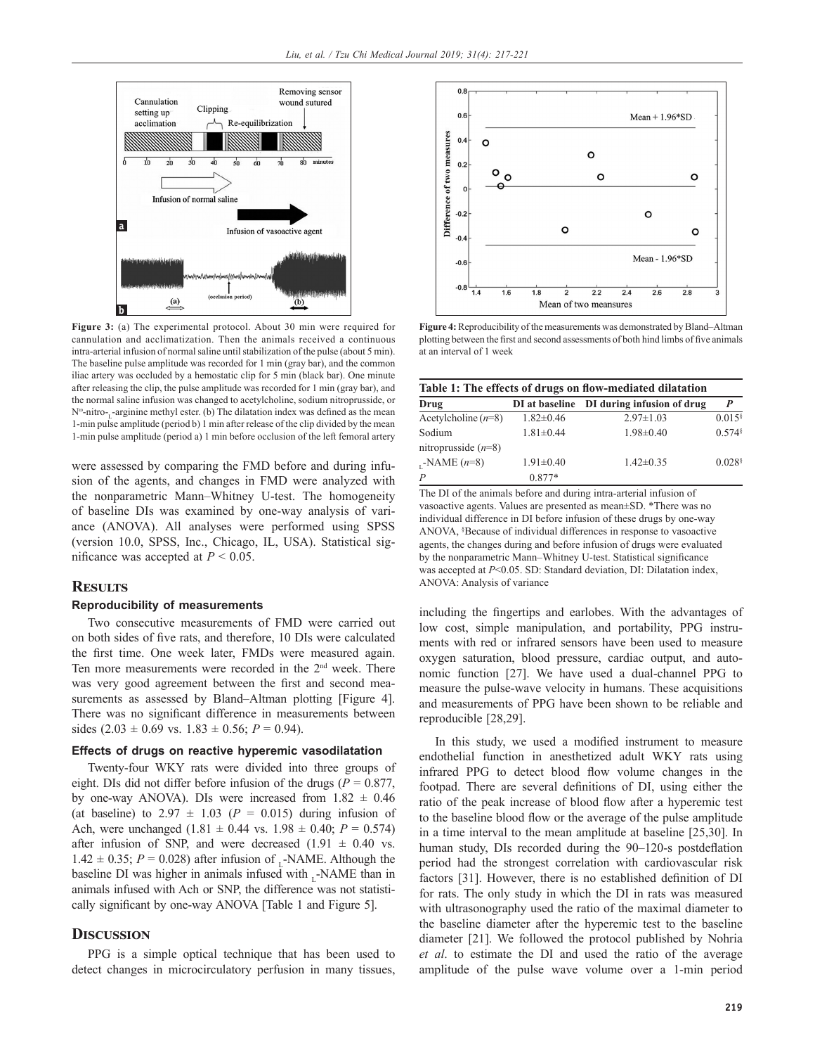Figure 3: (a) The experimental protocol. About 30 min were required for cannulation and acclimatization. Then the animals received a continuous intra-arterial infusion of normal saline until stabilization of the pulse (about 5 min). The baseline pulse amplitude was recorded for 1 min (gray bar), and the common iliac artery was occluded by a hemostatic clip for 5 min (black bar). One minute after releasing the clip, the pulse amplitude was recorded for 1 min (gray bar), and the normal saline infusion was changed to acetylcholine, sodium nitroprusside, or $N^{\omega}$-nitro-$_{L}$-arginine methyl ester. (b) The dilatation index was defined as the mean 1-min pulse amplitude (period b) 1 min after release of the clip divided by the mean 1-min pulse amplitude (period a) 1 min before occlusion of the left femoral artery

Figure 4: Reproducibility of the measurements was demonstrated by Bland–Altman plotting between the first and second assessments of both hind limbs of five animals at an interval of 1 week

were assessed by comparing the FMD before and during infusion of the agents, and changes in FMD were analyzed with the nonparametric Mann–Whitney U-test. The homogeneity of baseline DIs was examined by one-way analysis of variance (ANOVA). All analyses were performed using SPSS (version 10.0, SPSS, Inc., Chicago, IL, USA). Statistical significance was accepted at $P < 0.05$.

**Table 1: The effects of drugs on flow-mediated dilatation**

| Drug | DI at baseline | DI during infusion of drug | *P* |
|---|---|---|---|
| Acetylcholine (*n*=8) | 1.82±0.46 | 2.97±1.03 | 0.015[§] |
| Sodium nitroprusside (*n*=8) | 1.81±0.44 | 1.98±0.40 | 0.574[§] |
| $_{L}$-NAME (*n*=8) | 1.91±0.40 | 1.42±0.35 | 0.028[§] |
| *P* | 0.877* | | |

The DI of the animals before and during intra-arterial infusion of vasoactive agents. Values are presented as mean±SD. *There was no individual difference in DI before infusion of these drugs by one-way ANOVA, [§]Because of individual differences in response to vasoactive agents, the changes during and before infusion of drugs were evaluated by the nonparametric Mann–Whitney U-test. Statistical significance was accepted at $P<0.05$. SD: Standard deviation, DI: Dilatation index, ANOVA: Analysis of variance

## Results

### Reproducibility of measurements

Two consecutive measurements of FMD were carried out on both sides of five rats, and therefore, 10 DIs were calculated the first time. One week later, FMDs were measured again. Ten more measurements were recorded in the 2[nd] week. There was very good agreement between the first and second measurements as assessed by Bland–Altman plotting [Figure 4]. There was no significant difference in measurements between sides (2.03 ± 0.69 vs. 1.83 ± 0.56; $P = 0.94$).

### Effects of drugs on reactive hyperemic vasodilatation

Twenty-four WKY rats were divided into three groups of eight. DIs did not differ before infusion of the drugs ($P = 0.877$, by one-way ANOVA). DIs were increased from 1.82 ± 0.46 (at baseline) to 2.97 ± 1.03 ($P = 0.015$) during infusion of Ach, were unchanged (1.81 ± 0.44 vs. 1.98 ± 0.40; $P = 0.574$) after infusion of SNP, and were decreased (1.91 ± 0.40 vs. 1.42 ± 0.35; $P = 0.028$) after infusion of $_{L}$-NAME. Although the baseline DI was higher in animals infused with $_{L}$-NAME than in animals infused with Ach or SNP, the difference was not statistically significant by one-way ANOVA [Table 1 and Figure 5].

## Discussion

PPG is a simple optical technique that has been used to detect changes in microcirculatory perfusion in many tissues, including the fingertips and earlobes. With the advantages of low cost, simple manipulation, and portability, PPG instruments with red or infrared sensors have been used to measure oxygen saturation, blood pressure, cardiac output, and autonomic function [27]. We have used a dual-channel PPG to measure the pulse-wave velocity in humans. These acquisitions and measurements of PPG have been shown to be reliable and reproducible [28,29].

In this study, we used a modified instrument to measure endothelial function in anesthetized adult WKY rats using infrared PPG to detect blood flow volume changes in the footpad. There are several definitions of DI, using either the ratio of the peak increase of blood flow after a hyperemic test to the baseline blood flow or the average of the pulse amplitude in a time interval to the mean amplitude at baseline [25,30]. In human study, DIs recorded during the 90–120-s postdeflation period had the strongest correlation with cardiovascular risk factors [31]. However, there is no established definition of DI for rats. The only study in which the DI in rats was measured with ultrasonography used the ratio of the maximal diameter to the baseline diameter after the hyperemic test to the baseline diameter [21]. We followed the protocol published by Nohria *et al*. to estimate the DI and used the ratio of the average amplitude of the pulse wave volume over a 1-min period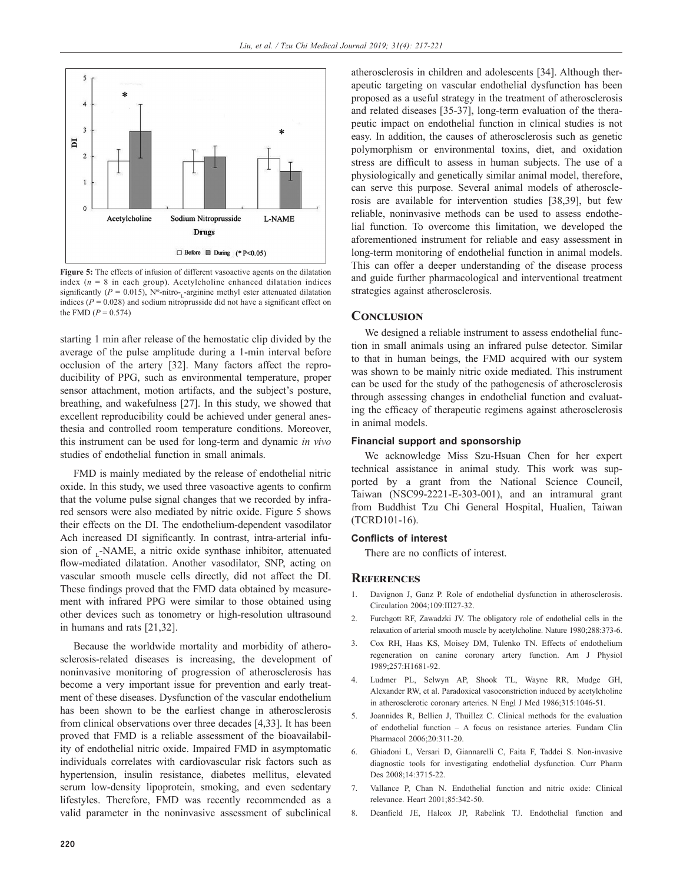**Figure 5:** The effects of infusion of different vasoactive agents on the dilatation index ($n$ = 8 in each group). Acetylcholine enhanced dilatation indices significantly ($P$ = 0.015), $N^{\omega}$-nitro-$_L$-arginine methyl ester attenuated dilatation indices ($P$ = 0.028) and sodium nitroprusside did not have a significant effect on the FMD ($P$ = 0.574)

starting 1 min after release of the hemostatic clip divided by the average of the pulse amplitude during a 1-min interval before occlusion of the artery [32]. Many factors affect the reproducibility of PPG, such as environmental temperature, proper sensor attachment, motion artifacts, and the subject's posture, breathing, and wakefulness [27]. In this study, we showed that excellent reproducibility could be achieved under general anesthesia and controlled room temperature conditions. Moreover, this instrument can be used for long-term and dynamic *in vivo* studies of endothelial function in small animals.

FMD is mainly mediated by the release of endothelial nitric oxide. In this study, we used three vasoactive agents to confirm that the volume pulse signal changes that we recorded by infrared sensors were also mediated by nitric oxide. Figure 5 shows their effects on the DI. The endothelium-dependent vasodilator Ach increased DI significantly. In contrast, intra-arterial infusion of $_L$-NAME, a nitric oxide synthase inhibitor, attenuated flow-mediated dilatation. Another vasodilator, SNP, acting on vascular smooth muscle cells directly, did not affect the DI. These findings proved that the FMD data obtained by measurement with infrared PPG were similar to those obtained using other devices such as tonometry or high-resolution ultrasound in humans and rats [21,32].

Because the worldwide mortality and morbidity of atherosclerosis-related diseases is increasing, the development of noninvasive monitoring of progression of atherosclerosis has become a very important issue for prevention and early treatment of these diseases. Dysfunction of the vascular endothelium has been shown to be the earliest change in atherosclerosis from clinical observations over three decades [4,33]. It has been proved that FMD is a reliable assessment of the bioavailability of endothelial nitric oxide. Impaired FMD in asymptomatic individuals correlates with cardiovascular risk factors such as hypertension, insulin resistance, diabetes mellitus, elevated serum low-density lipoprotein, smoking, and even sedentary lifestyles. Therefore, FMD was recently recommended as a valid parameter in the noninvasive assessment of subclinical atherosclerosis in children and adolescents [34]. Although therapeutic targeting on vascular endothelial dysfunction has been proposed as a useful strategy in the treatment of atherosclerosis and related diseases [35-37], long-term evaluation of the therapeutic impact on endothelial function in clinical studies is not easy. In addition, the causes of atherosclerosis such as genetic polymorphism or environmental toxins, diet, and oxidation stress are difficult to assess in human subjects. The use of a physiologically and genetically similar animal model, therefore, can serve this purpose. Several animal models of atherosclerosis are available for intervention studies [38,39], but few reliable, noninvasive methods can be used to assess endothelial function. To overcome this limitation, we developed the aforementioned instrument for reliable and easy assessment in long-term monitoring of endothelial function in animal models. This can offer a deeper understanding of the disease process and guide further pharmacological and interventional treatment strategies against atherosclerosis.

## Conclusion

We designed a reliable instrument to assess endothelial function in small animals using an infrared pulse detector. Similar to that in human beings, the FMD acquired with our system was shown to be mainly nitric oxide mediated. This instrument can be used for the study of the pathogenesis of atherosclerosis through assessing changes in endothelial function and evaluating the efficacy of therapeutic regimens against atherosclerosis in animal models.

### Financial support and sponsorship

We acknowledge Miss Szu-Hsuan Chen for her expert technical assistance in animal study. This work was supported by a grant from the National Science Council, Taiwan (NSC99-2221-E-303-001), and an intramural grant from Buddhist Tzu Chi General Hospital, Hualien, Taiwan (TCRD101-16).

### Conflicts of interest

There are no conflicts of interest.

## References

1. Davignon J, Ganz P. Role of endothelial dysfunction in atherosclerosis. Circulation 2004;109:III27-32.
2. Furchgott RF, Zawadzki JV. The obligatory role of endothelial cells in the relaxation of arterial smooth muscle by acetylcholine. Nature 1980;288:373-6.
3. Cox RH, Haas KS, Moisey DM, Tulenko TN. Effects of endothelium regeneration on canine coronary artery function. Am J Physiol 1989;257:H1681-92.
4. Ludmer PL, Selwyn AP, Shook TL, Wayne RR, Mudge GH, Alexander RW, et al. Paradoxical vasoconstriction induced by acetylcholine in atherosclerotic coronary arteries. N Engl J Med 1986;315:1046-51.
5. Joannides R, Bellien J, Thuillez C. Clinical methods for the evaluation of endothelial function – A focus on resistance arteries. Fundam Clin Pharmacol 2006;20:311-20.
6. Ghiadoni L, Versari D, Giannarelli C, Faita F, Taddei S. Non-invasive diagnostic tools for investigating endothelial dysfunction. Curr Pharm Des 2008;14:3715-22.
7. Vallance P, Chan N. Endothelial function and nitric oxide: Clinical relevance. Heart 2001;85:342-50.
8. Deanfield JE, Halcox JP, Rabelink TJ. Endothelial function and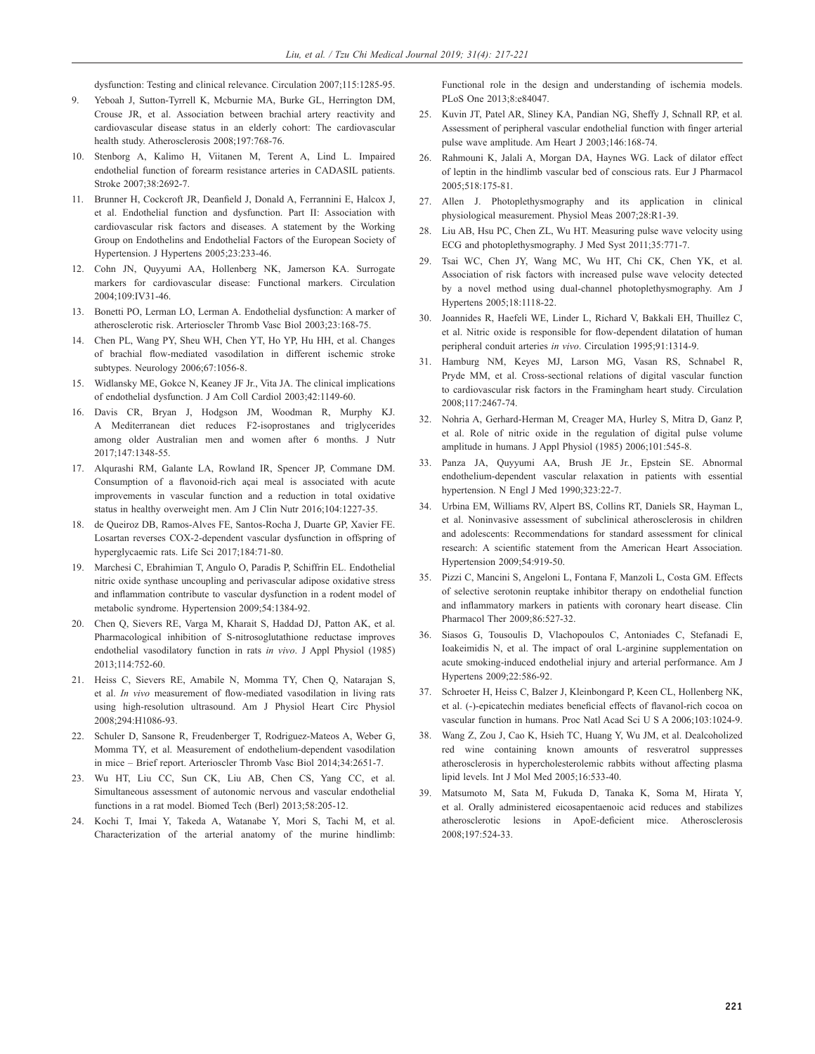dysfunction: Testing and clinical relevance. Circulation 2007;115:1285-95.

9. Yeboah J, Sutton-Tyrrell K, Mcburnie MA, Burke GL, Herrington DM, Crouse JR, et al. Association between brachial artery reactivity and cardiovascular disease status in an elderly cohort: The cardiovascular health study. Atherosclerosis 2008;197:768-76.
10. Stenborg A, Kalimo H, Viitanen M, Terent A, Lind L. Impaired endothelial function of forearm resistance arteries in CADASIL patients. Stroke 2007;38:2692-7.
11. Brunner H, Cockcroft JR, Deanfield J, Donald A, Ferrannini E, Halcox J, et al. Endothelial function and dysfunction. Part II: Association with cardiovascular risk factors and diseases. A statement by the Working Group on Endothelins and Endothelial Factors of the European Society of Hypertension. J Hypertens 2005;23:233-46.
12. Cohn JN, Quyyumi AA, Hollenberg NK, Jamerson KA. Surrogate markers for cardiovascular disease: Functional markers. Circulation 2004;109:IV31-46.
13. Bonetti PO, Lerman LO, Lerman A. Endothelial dysfunction: A marker of atherosclerotic risk. Arterioscler Thromb Vasc Biol 2003;23:168-75.
14. Chen PL, Wang PY, Sheu WH, Chen YT, Ho YP, Hu HH, et al. Changes of brachial flow-mediated vasodilation in different ischemic stroke subtypes. Neurology 2006;67:1056-8.
15. Widlansky ME, Gokce N, Keaney JF Jr., Vita JA. The clinical implications of endothelial dysfunction. J Am Coll Cardiol 2003;42:1149-60.
16. Davis CR, Bryan J, Hodgson JM, Woodman R, Murphy KJ. A Mediterranean diet reduces F2-isoprostanes and triglycerides among older Australian men and women after 6 months. J Nutr 2017;147:1348-55.
17. Alqurashi RM, Galante LA, Rowland IR, Spencer JP, Commane DM. Consumption of a flavonoid-rich açai meal is associated with acute improvements in vascular function and a reduction in total oxidative status in healthy overweight men. Am J Clin Nutr 2016;104:1227-35.
18. de Queiroz DB, Ramos-Alves FE, Santos-Rocha J, Duarte GP, Xavier FE. Losartan reverses COX-2-dependent vascular dysfunction in offspring of hyperglycaemic rats. Life Sci 2017;184:71-80.
19. Marchesi C, Ebrahimian T, Angulo O, Paradis P, Schiffrin EL. Endothelial nitric oxide synthase uncoupling and perivascular adipose oxidative stress and inflammation contribute to vascular dysfunction in a rodent model of metabolic syndrome. Hypertension 2009;54:1384-92.
20. Chen Q, Sievers RE, Varga M, Kharait S, Haddad DJ, Patton AK, et al. Pharmacological inhibition of S-nitrosoglutathione reductase improves endothelial vasodilatory function in rats *in vivo*. J Appl Physiol (1985) 2013;114:752-60.
21. Heiss C, Sievers RE, Amabile N, Momma TY, Chen Q, Natarajan S, et al. *In vivo* measurement of flow-mediated vasodilation in living rats using high-resolution ultrasound. Am J Physiol Heart Circ Physiol 2008;294:H1086-93.
22. Schuler D, Sansone R, Freudenberger T, Rodriguez-Mateos A, Weber G, Momma TY, et al. Measurement of endothelium-dependent vasodilation in mice – Brief report. Arterioscler Thromb Vasc Biol 2014;34:2651-7.
23. Wu HT, Liu CC, Sun CK, Liu AB, Chen CS, Yang CC, et al. Simultaneous assessment of autonomic nervous and vascular endothelial functions in a rat model. Biomed Tech (Berl) 2013;58:205-12.
24. Kochi T, Imai Y, Takeda A, Watanabe Y, Mori S, Tachi M, et al. Characterization of the arterial anatomy of the murine hindlimb: Functional role in the design and understanding of ischemia models. PLoS One 2013;8:e84047.
25. Kuvin JT, Patel AR, Sliney KA, Pandian NG, Sheffy J, Schnall RP, et al. Assessment of peripheral vascular endothelial function with finger arterial pulse wave amplitude. Am Heart J 2003;146:168-74.
26. Rahmouni K, Jalali A, Morgan DA, Haynes WG. Lack of dilator effect of leptin in the hindlimb vascular bed of conscious rats. Eur J Pharmacol 2005;518:175-81.
27. Allen J. Photoplethysmography and its application in clinical physiological measurement. Physiol Meas 2007;28:R1-39.
28. Liu AB, Hsu PC, Chen ZL, Wu HT. Measuring pulse wave velocity using ECG and photoplethysmography. J Med Syst 2011;35:771-7.
29. Tsai WC, Chen JY, Wang MC, Wu HT, Chi CK, Chen YK, et al. Association of risk factors with increased pulse wave velocity detected by a novel method using dual-channel photoplethysmography. Am J Hypertens 2005;18:1118-22.
30. Joannides R, Haefeli WE, Linder L, Richard V, Bakkali EH, Thuillez C, et al. Nitric oxide is responsible for flow-dependent dilatation of human peripheral conduit arteries *in vivo*. Circulation 1995;91:1314-9.
31. Hamburg NM, Keyes MJ, Larson MG, Vasan RS, Schnabel R, Pryde MM, et al. Cross-sectional relations of digital vascular function to cardiovascular risk factors in the Framingham heart study. Circulation 2008;117:2467-74.
32. Nohria A, Gerhard-Herman M, Creager MA, Hurley S, Mitra D, Ganz P, et al. Role of nitric oxide in the regulation of digital pulse volume amplitude in humans. J Appl Physiol (1985) 2006;101:545-8.
33. Panza JA, Quyyumi AA, Brush JE Jr., Epstein SE. Abnormal endothelium-dependent vascular relaxation in patients with essential hypertension. N Engl J Med 1990;323:22-7.
34. Urbina EM, Williams RV, Alpert BS, Collins RT, Daniels SR, Hayman L, et al. Noninvasive assessment of subclinical atherosclerosis in children and adolescents: Recommendations for standard assessment for clinical research: A scientific statement from the American Heart Association. Hypertension 2009;54:919-50.
35. Pizzi C, Mancini S, Angeloni L, Fontana F, Manzoli L, Costa GM. Effects of selective serotonin reuptake inhibitor therapy on endothelial function and inflammatory markers in patients with coronary heart disease. Clin Pharmacol Ther 2009;86:527-32.
36. Siasos G, Tousoulis D, Vlachopoulos C, Antoniades C, Stefanadi E, Ioakeimidis N, et al. The impact of oral L-arginine supplementation on acute smoking-induced endothelial injury and arterial performance. Am J Hypertens 2009;22:586-92.
37. Schroeter H, Heiss C, Balzer J, Kleinbongard P, Keen CL, Hollenberg NK, et al. (-)-epicatechin mediates beneficial effects of flavanol-rich cocoa on vascular function in humans. Proc Natl Acad Sci U S A 2006;103:1024-9.
38. Wang Z, Zou J, Cao K, Hsieh TC, Huang Y, Wu JM, et al. Dealcoholized red wine containing known amounts of resveratrol suppresses atherosclerosis in hypercholesterolemic rabbits without affecting plasma lipid levels. Int J Mol Med 2005;16:533-40.
39. Matsumoto M, Sata M, Fukuda D, Tanaka K, Soma M, Hirata Y, et al. Orally administered eicosapentaenoic acid reduces and stabilizes atherosclerotic lesions in ApoE-deficient mice. Atherosclerosis 2008;197:524-33.